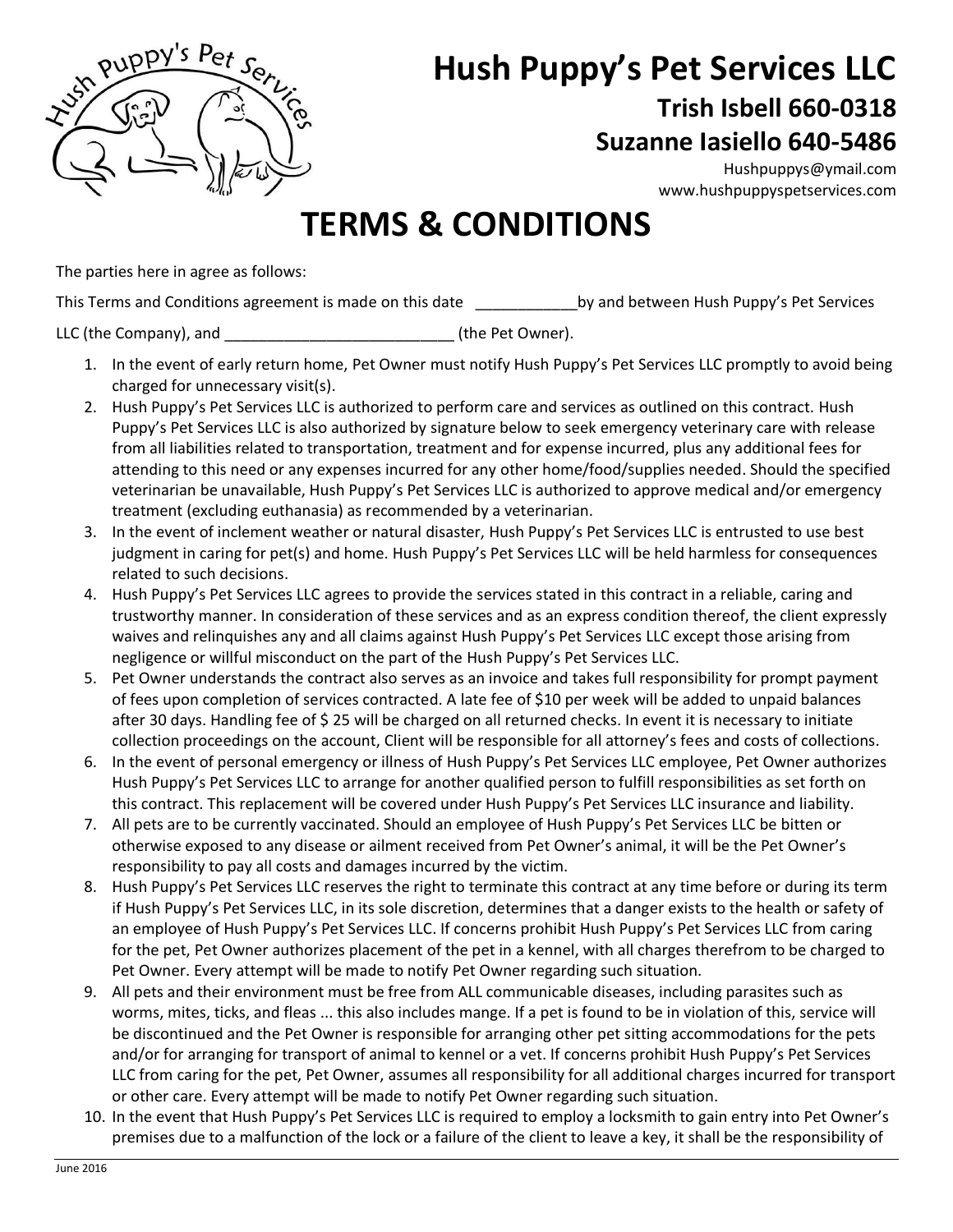# Hush Puppy's Pet Services LLC

**Trish Isbell 660-0318**

**Suzanne Iasiello 640-5486**

Hushpuppys@ymail.com
www.hushpuppyspetservices.com

# TERMS & CONDITIONS

The parties here in agree as follows:

This Terms and Conditions agreement is made on this date ____________by and between Hush Puppy's Pet Services LLC (the Company), and __________________________ (the Pet Owner).

1. In the event of early return home, Pet Owner must notify Hush Puppy's Pet Services LLC promptly to avoid being charged for unnecessary visit(s).
2. Hush Puppy's Pet Services LLC is authorized to perform care and services as outlined on this contract. Hush Puppy's Pet Services LLC is also authorized by signature below to seek emergency veterinary care with release from all liabilities related to transportation, treatment and for expense incurred, plus any additional fees for attending to this need or any expenses incurred for any other home/food/supplies needed. Should the specified veterinarian be unavailable, Hush Puppy's Pet Services LLC is authorized to approve medical and/or emergency treatment (excluding euthanasia) as recommended by a veterinarian.
3. In the event of inclement weather or natural disaster, Hush Puppy's Pet Services LLC is entrusted to use best judgment in caring for pet(s) and home. Hush Puppy's Pet Services LLC will be held harmless for consequences related to such decisions.
4. Hush Puppy's Pet Services LLC agrees to provide the services stated in this contract in a reliable, caring and trustworthy manner. In consideration of these services and as an express condition thereof, the client expressly waives and relinquishes any and all claims against Hush Puppy's Pet Services LLC except those arising from negligence or willful misconduct on the part of the Hush Puppy's Pet Services LLC.
5. Pet Owner understands the contract also serves as an invoice and takes full responsibility for prompt payment of fees upon completion of services contracted. A late fee of $10 per week will be added to unpaid balances after 30 days. Handling fee of $ 25 will be charged on all returned checks. In event it is necessary to initiate collection proceedings on the account, Client will be responsible for all attorney's fees and costs of collections.
6. In the event of personal emergency or illness of Hush Puppy's Pet Services LLC employee, Pet Owner authorizes Hush Puppy's Pet Services LLC to arrange for another qualified person to fulfill responsibilities as set forth on this contract. This replacement will be covered under Hush Puppy's Pet Services LLC insurance and liability.
7. All pets are to be currently vaccinated. Should an employee of Hush Puppy's Pet Services LLC be bitten or otherwise exposed to any disease or ailment received from Pet Owner's animal, it will be the Pet Owner's responsibility to pay all costs and damages incurred by the victim.
8. Hush Puppy's Pet Services LLC reserves the right to terminate this contract at any time before or during its term if Hush Puppy's Pet Services LLC, in its sole discretion, determines that a danger exists to the health or safety of an employee of Hush Puppy's Pet Services LLC. If concerns prohibit Hush Puppy's Pet Services LLC from caring for the pet, Pet Owner authorizes placement of the pet in a kennel, with all charges therefrom to be charged to Pet Owner. Every attempt will be made to notify Pet Owner regarding such situation.
9. All pets and their environment must be free from ALL communicable diseases, including parasites such as worms, mites, ticks, and fleas ... this also includes mange. If a pet is found to be in violation of this, service will be discontinued and the Pet Owner is responsible for arranging other pet sitting accommodations for the pets and/or for arranging for transport of animal to kennel or a vet. If concerns prohibit Hush Puppy's Pet Services LLC from caring for the pet, Pet Owner, assumes all responsibility for all additional charges incurred for transport or other care. Every attempt will be made to notify Pet Owner regarding such situation.
10. In the event that Hush Puppy's Pet Services LLC is required to employ a locksmith to gain entry into Pet Owner's premises due to a malfunction of the lock or a failure of the client to leave a key, it shall be the responsibility of

June 2016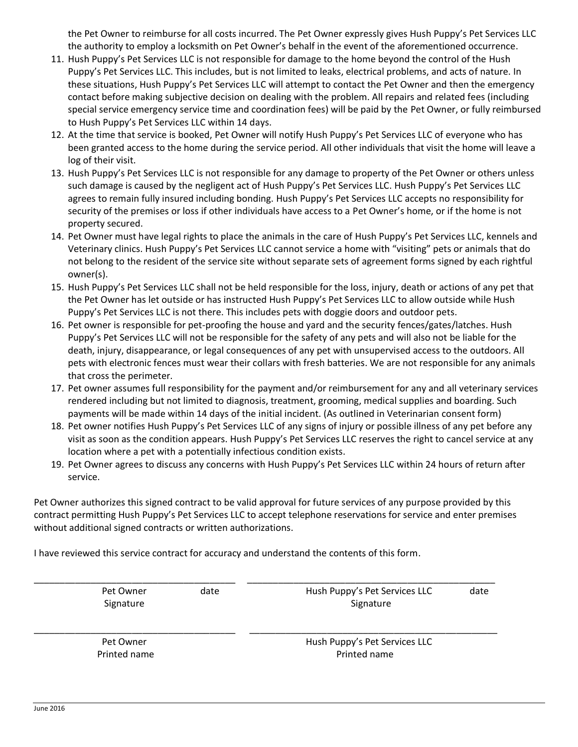the Pet Owner to reimburse for all costs incurred. The Pet Owner expressly gives Hush Puppy's Pet Services LLC the authority to employ a locksmith on Pet Owner's behalf in the event of the aforementioned occurrence.

11. Hush Puppy's Pet Services LLC is not responsible for damage to the home beyond the control of the Hush Puppy's Pet Services LLC. This includes, but is not limited to leaks, electrical problems, and acts of nature. In these situations, Hush Puppy's Pet Services LLC will attempt to contact the Pet Owner and then the emergency contact before making subjective decision on dealing with the problem. All repairs and related fees (including special service emergency service time and coordination fees) will be paid by the Pet Owner, or fully reimbursed to Hush Puppy's Pet Services LLC within 14 days.
12. At the time that service is booked, Pet Owner will notify Hush Puppy's Pet Services LLC of everyone who has been granted access to the home during the service period. All other individuals that visit the home will leave a log of their visit.
13. Hush Puppy's Pet Services LLC is not responsible for any damage to property of the Pet Owner or others unless such damage is caused by the negligent act of Hush Puppy's Pet Services LLC. Hush Puppy's Pet Services LLC agrees to remain fully insured including bonding. Hush Puppy's Pet Services LLC accepts no responsibility for security of the premises or loss if other individuals have access to a Pet Owner's home, or if the home is not property secured.
14. Pet Owner must have legal rights to place the animals in the care of Hush Puppy's Pet Services LLC, kennels and Veterinary clinics. Hush Puppy's Pet Services LLC cannot service a home with "visiting" pets or animals that do not belong to the resident of the service site without separate sets of agreement forms signed by each rightful owner(s).
15. Hush Puppy's Pet Services LLC shall not be held responsible for the loss, injury, death or actions of any pet that the Pet Owner has let outside or has instructed Hush Puppy's Pet Services LLC to allow outside while Hush Puppy's Pet Services LLC is not there. This includes pets with doggie doors and outdoor pets.
16. Pet owner is responsible for pet-proofing the house and yard and the security fences/gates/latches. Hush Puppy's Pet Services LLC will not be responsible for the safety of any pets and will also not be liable for the death, injury, disappearance, or legal consequences of any pet with unsupervised access to the outdoors. All pets with electronic fences must wear their collars with fresh batteries. We are not responsible for any animals that cross the perimeter.
17. Pet owner assumes full responsibility for the payment and/or reimbursement for any and all veterinary services rendered including but not limited to diagnosis, treatment, grooming, medical supplies and boarding. Such payments will be made within 14 days of the initial incident. (As outlined in Veterinarian consent form)
18. Pet owner notifies Hush Puppy's Pet Services LLC of any signs of injury or possible illness of any pet before any visit as soon as the condition appears. Hush Puppy's Pet Services LLC reserves the right to cancel service at any location where a pet with a potentially infectious condition exists.
19. Pet Owner agrees to discuss any concerns with Hush Puppy's Pet Services LLC within 24 hours of return after service.

Pet Owner authorizes this signed contract to be valid approval for future services of any purpose provided by this contract permitting Hush Puppy's Pet Services LLC to accept telephone reservations for service and enter premises without additional signed contracts or written authorizations.

I have reviewed this service contract for accuracy and understand the contents of this form.

_______________________________________ &nbsp;&nbsp; _______________________________________

Pet Owner Signature &nbsp;&nbsp; date &nbsp;&nbsp;&nbsp;&nbsp; Hush Puppy's Pet Services LLC Signature &nbsp;&nbsp; date

_______________________________________ &nbsp;&nbsp; _______________________________________

Pet Owner Printed name &nbsp;&nbsp;&nbsp;&nbsp; Hush Puppy's Pet Services LLC Printed name

June 2016